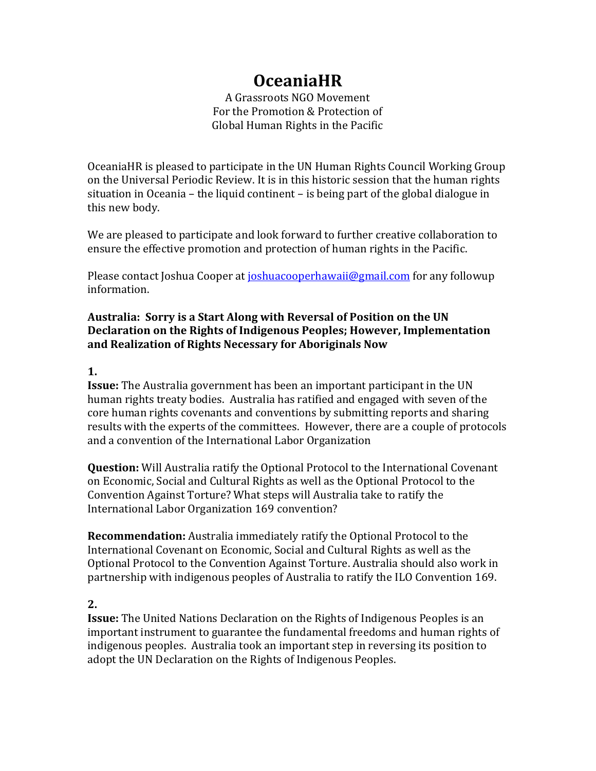# OceaniaHR

A Grassroots NGO Movement
For the Promotion & Protection of
Global Human Rights in the Pacific

OceaniaHR is pleased to participate in the UN Human Rights Council Working Group on the Universal Periodic Review. It is in this historic session that the human rights situation in Oceania – the liquid continent – is being part of the global dialogue in this new body.

We are pleased to participate and look forward to further creative collaboration to ensure the effective promotion and protection of human rights in the Pacific.

Please contact Joshua Cooper at joshuacooperhawaii@gmail.com for any followup information.

**Australia: Sorry is a Start Along with Reversal of Position on the UN Declaration on the Rights of Indigenous Peoples; However, Implementation and Realization of Rights Necessary for Aboriginals Now**

**1.**

**Issue:** The Australia government has been an important participant in the UN human rights treaty bodies. Australia has ratified and engaged with seven of the core human rights covenants and conventions by submitting reports and sharing results with the experts of the committees. However, there are a couple of protocols and a convention of the International Labor Organization

**Question:** Will Australia ratify the Optional Protocol to the International Covenant on Economic, Social and Cultural Rights as well as the Optional Protocol to the Convention Against Torture? What steps will Australia take to ratify the International Labor Organization 169 convention?

**Recommendation:** Australia immediately ratify the Optional Protocol to the International Covenant on Economic, Social and Cultural Rights as well as the Optional Protocol to the Convention Against Torture. Australia should also work in partnership with indigenous peoples of Australia to ratify the ILO Convention 169.

**2.**

**Issue:** The United Nations Declaration on the Rights of Indigenous Peoples is an important instrument to guarantee the fundamental freedoms and human rights of indigenous peoples. Australia took an important step in reversing its position to adopt the UN Declaration on the Rights of Indigenous Peoples.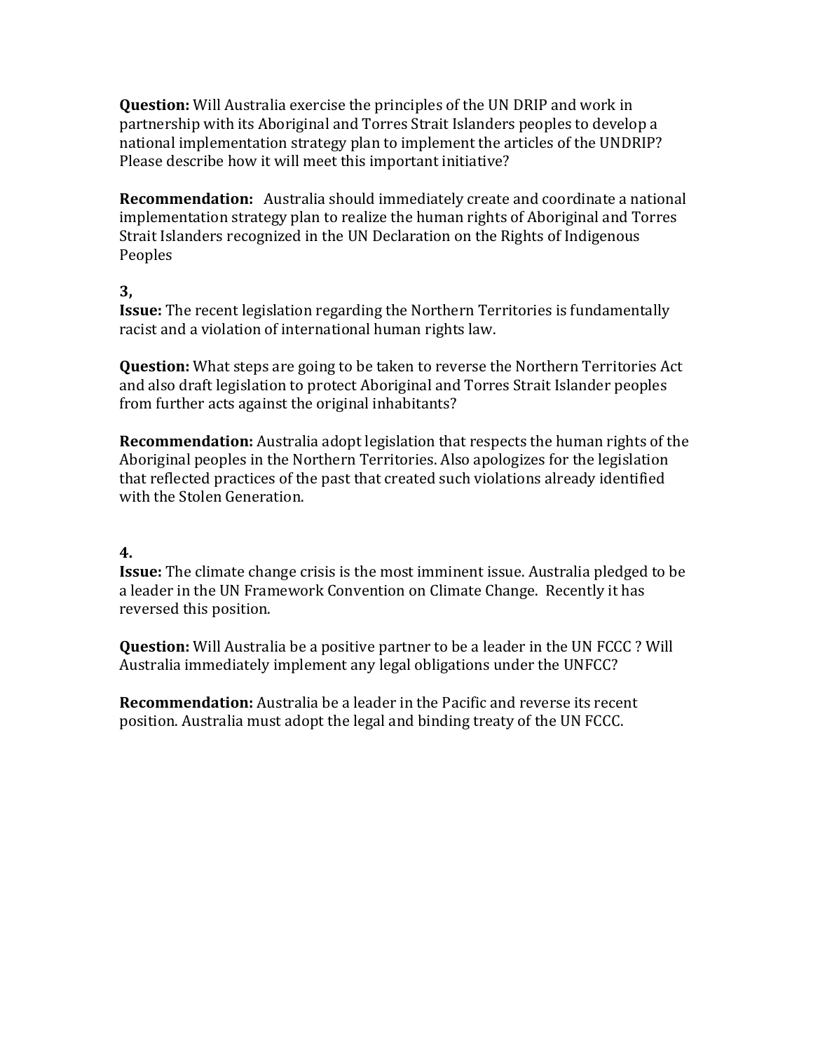**Question:** Will Australia exercise the principles of the UN DRIP and work in partnership with its Aboriginal and Torres Strait Islanders peoples to develop a national implementation strategy plan to implement the articles of the UNDRIP? Please describe how it will meet this important initiative?

**Recommendation:** Australia should immediately create and coordinate a national implementation strategy plan to realize the human rights of Aboriginal and Torres Strait Islanders recognized in the UN Declaration on the Rights of Indigenous Peoples

**3,**
**Issue:** The recent legislation regarding the Northern Territories is fundamentally racist and a violation of international human rights law.

**Question:** What steps are going to be taken to reverse the Northern Territories Act and also draft legislation to protect Aboriginal and Torres Strait Islander peoples from further acts against the original inhabitants?

**Recommendation:** Australia adopt legislation that respects the human rights of the Aboriginal peoples in the Northern Territories. Also apologizes for the legislation that reflected practices of the past that created such violations already identified with the Stolen Generation.

**4.**
**Issue:** The climate change crisis is the most imminent issue. Australia pledged to be a leader in the UN Framework Convention on Climate Change. Recently it has reversed this position.

**Question:** Will Australia be a positive partner to be a leader in the UN FCCC ? Will Australia immediately implement any legal obligations under the UNFCC?

**Recommendation:** Australia be a leader in the Pacific and reverse its recent position. Australia must adopt the legal and binding treaty of the UN FCCC.